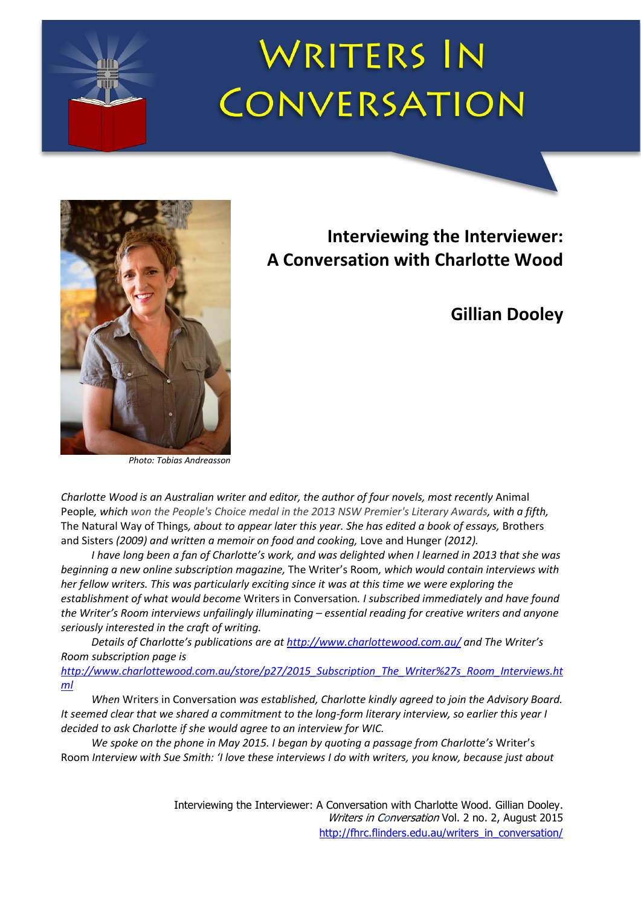# Writers In Conversation

## Interviewing the Interviewer: A Conversation with Charlotte Wood

**Gillian Dooley**

*Photo: Tobias Andreasson*

*Charlotte Wood is an Australian writer and editor, the author of four novels, most recently* Animal People*, which won the People's Choice medal in the 2013 NSW Premier's Literary Awards, with a fifth,* The Natural Way of Things*, about to appear later this year. She has edited a book of essays,* Brothers and Sisters *(2009) and written a memoir on food and cooking,* Love and Hunger *(2012).*

*I have long been a fan of Charlotte's work, and was delighted when I learned in 2013 that she was beginning a new online subscription magazine,* The Writer's Room*, which would contain interviews with her fellow writers. This was particularly exciting since it was at this time we were exploring the establishment of what would become* Writers in Conversation*. I subscribed immediately and have found the Writer's Room interviews unfailingly illuminating – essential reading for creative writers and anyone seriously interested in the craft of writing.*

*Details of Charlotte's publications are at* http://www.charlottewood.com.au/ *and The Writer's Room subscription page is* http://www.charlottewood.com.au/store/p27/2015_Subscription_The_Writer%27s_Room_Interviews.html

*When* Writers in Conversation *was established, Charlotte kindly agreed to join the Advisory Board. It seemed clear that we shared a commitment to the long-form literary interview, so earlier this year I decided to ask Charlotte if she would agree to an interview for WIC.*

*We spoke on the phone in May 2015. I began by quoting a passage from Charlotte's* Writer's Room *Interview with Sue Smith: 'I love these interviews I do with writers, you know, because just about*

Interviewing the Interviewer: A Conversation with Charlotte Wood. Gillian Dooley.
*Writers in Conversation* Vol. 2 no. 2, August 2015
http://fhrc.flinders.edu.au/writers_in_conversation/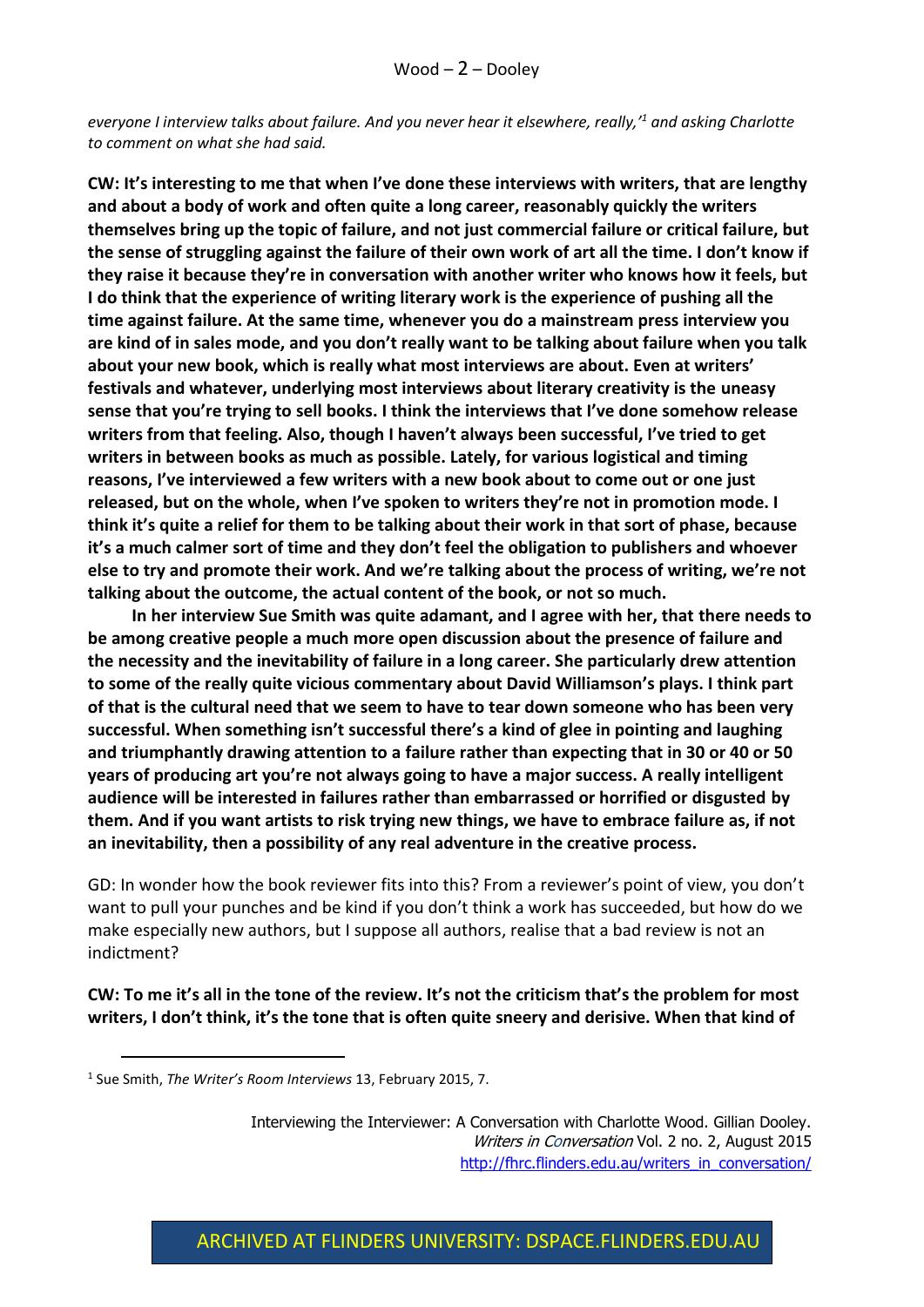*everyone I interview talks about failure. And you never hear it elsewhere, really,'*[1] *and asking Charlotte to comment on what she had said.*

**CW: It's interesting to me that when I've done these interviews with writers, that are lengthy and about a body of work and often quite a long career, reasonably quickly the writers themselves bring up the topic of failure, and not just commercial failure or critical failure, but the sense of struggling against the failure of their own work of art all the time. I don't know if they raise it because they're in conversation with another writer who knows how it feels, but I do think that the experience of writing literary work is the experience of pushing all the time against failure. At the same time, whenever you do a mainstream press interview you are kind of in sales mode, and you don't really want to be talking about failure when you talk about your new book, which is really what most interviews are about. Even at writers' festivals and whatever, underlying most interviews about literary creativity is the uneasy sense that you're trying to sell books. I think the interviews that I've done somehow release writers from that feeling. Also, though I haven't always been successful, I've tried to get writers in between books as much as possible. Lately, for various logistical and timing reasons, I've interviewed a few writers with a new book about to come out or one just released, but on the whole, when I've spoken to writers they're not in promotion mode. I think it's quite a relief for them to be talking about their work in that sort of phase, because it's a much calmer sort of time and they don't feel the obligation to publishers and whoever else to try and promote their work. And we're talking about the process of writing, we're not talking about the outcome, the actual content of the book, or not so much.**

**In her interview Sue Smith was quite adamant, and I agree with her, that there needs to be among creative people a much more open discussion about the presence of failure and the necessity and the inevitability of failure in a long career. She particularly drew attention to some of the really quite vicious commentary about David Williamson's plays. I think part of that is the cultural need that we seem to have to tear down someone who has been very successful. When something isn't successful there's a kind of glee in pointing and laughing and triumphantly drawing attention to a failure rather than expecting that in 30 or 40 or 50 years of producing art you're not always going to have a major success. A really intelligent audience will be interested in failures rather than embarrassed or horrified or disgusted by them. And if you want artists to risk trying new things, we have to embrace failure as, if not an inevitability, then a possibility of any real adventure in the creative process.**

GD: In wonder how the book reviewer fits into this? From a reviewer's point of view, you don't want to pull your punches and be kind if you don't think a work has succeeded, but how do we make especially new authors, but I suppose all authors, realise that a bad review is not an indictment?

**CW: To me it's all in the tone of the review. It's not the criticism that's the problem for most writers, I don't think, it's the tone that is often quite sneery and derisive. When that kind of**

---

[1] Sue Smith, *The Writer's Room Interviews* 13, February 2015, 7.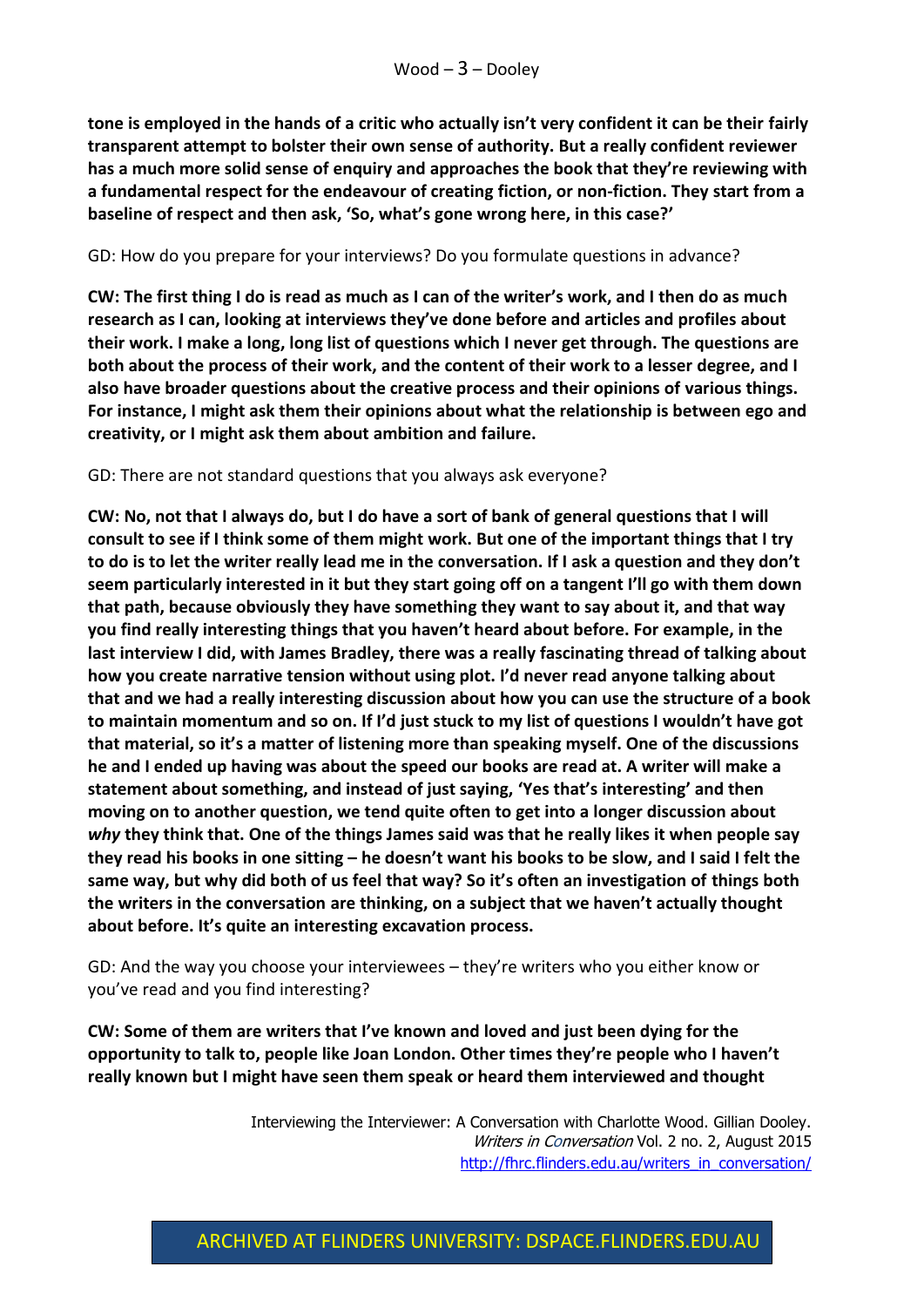**tone is employed in the hands of a critic who actually isn't very confident it can be their fairly transparent attempt to bolster their own sense of authority. But a really confident reviewer has a much more solid sense of enquiry and approaches the book that they're reviewing with a fundamental respect for the endeavour of creating fiction, or non-fiction. They start from a baseline of respect and then ask, 'So, what's gone wrong here, in this case?'**

GD: How do you prepare for your interviews? Do you formulate questions in advance?

**CW: The first thing I do is read as much as I can of the writer's work, and I then do as much research as I can, looking at interviews they've done before and articles and profiles about their work. I make a long, long list of questions which I never get through. The questions are both about the process of their work, and the content of their work to a lesser degree, and I also have broader questions about the creative process and their opinions of various things. For instance, I might ask them their opinions about what the relationship is between ego and creativity, or I might ask them about ambition and failure.**

GD: There are not standard questions that you always ask everyone?

**CW: No, not that I always do, but I do have a sort of bank of general questions that I will consult to see if I think some of them might work. But one of the important things that I try to do is to let the writer really lead me in the conversation. If I ask a question and they don't seem particularly interested in it but they start going off on a tangent I'll go with them down that path, because obviously they have something they want to say about it, and that way you find really interesting things that you haven't heard about before. For example, in the last interview I did, with James Bradley, there was a really fascinating thread of talking about how you create narrative tension without using plot. I'd never read anyone talking about that and we had a really interesting discussion about how you can use the structure of a book to maintain momentum and so on. If I'd just stuck to my list of questions I wouldn't have got that material, so it's a matter of listening more than speaking myself. One of the discussions he and I ended up having was about the speed our books are read at. A writer will make a statement about something, and instead of just saying, 'Yes that's interesting' and then moving on to another question, we tend quite often to get into a longer discussion about *why* they think that. One of the things James said was that he really likes it when people say they read his books in one sitting – he doesn't want his books to be slow, and I said I felt the same way, but why did both of us feel that way? So it's often an investigation of things both the writers in the conversation are thinking, on a subject that we haven't actually thought about before. It's quite an interesting excavation process.**

GD: And the way you choose your interviewees – they're writers who you either know or you've read and you find interesting?

**CW: Some of them are writers that I've known and loved and just been dying for the opportunity to talk to, people like Joan London. Other times they're people who I haven't really known but I might have seen them speak or heard them interviewed and thought**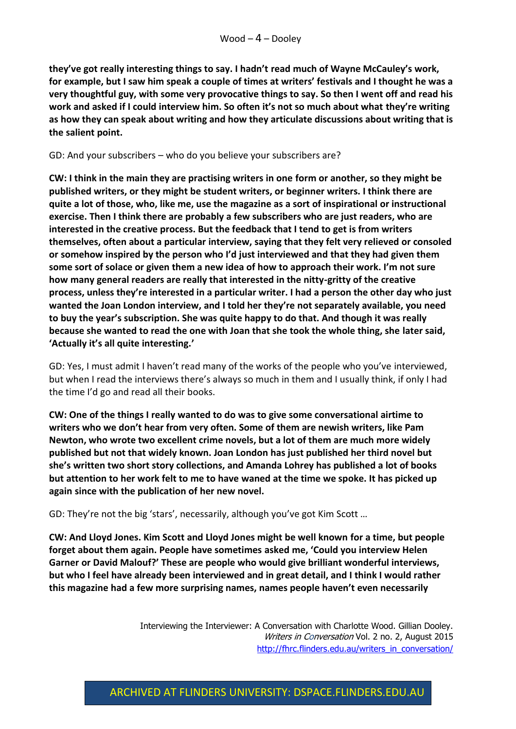**they've got really interesting things to say. I hadn't read much of Wayne McCauley's work, for example, but I saw him speak a couple of times at writers' festivals and I thought he was a very thoughtful guy, with some very provocative things to say. So then I went off and read his work and asked if I could interview him. So often it's not so much about what they're writing as how they can speak about writing and how they articulate discussions about writing that is the salient point.**

GD: And your subscribers – who do you believe your subscribers are?

**CW: I think in the main they are practising writers in one form or another, so they might be published writers, or they might be student writers, or beginner writers. I think there are quite a lot of those, who, like me, use the magazine as a sort of inspirational or instructional exercise. Then I think there are probably a few subscribers who are just readers, who are interested in the creative process. But the feedback that I tend to get is from writers themselves, often about a particular interview, saying that they felt very relieved or consoled or somehow inspired by the person who I'd just interviewed and that they had given them some sort of solace or given them a new idea of how to approach their work. I'm not sure how many general readers are really that interested in the nitty-gritty of the creative process, unless they're interested in a particular writer. I had a person the other day who just wanted the Joan London interview, and I told her they're not separately available, you need to buy the year's subscription. She was quite happy to do that. And though it was really because she wanted to read the one with Joan that she took the whole thing, she later said, 'Actually it's all quite interesting.'**

GD: Yes, I must admit I haven't read many of the works of the people who you've interviewed, but when I read the interviews there's always so much in them and I usually think, if only I had the time I'd go and read all their books.

**CW: One of the things I really wanted to do was to give some conversational airtime to writers who we don't hear from very often. Some of them are newish writers, like Pam Newton, who wrote two excellent crime novels, but a lot of them are much more widely published but not that widely known. Joan London has just published her third novel but she's written two short story collections, and Amanda Lohrey has published a lot of books but attention to her work felt to me to have waned at the time we spoke. It has picked up again since with the publication of her new novel.**

GD: They're not the big 'stars', necessarily, although you've got Kim Scott …

**CW: And Lloyd Jones. Kim Scott and Lloyd Jones might be well known for a time, but people forget about them again. People have sometimes asked me, 'Could you interview Helen Garner or David Malouf?' These are people who would give brilliant wonderful interviews, but who I feel have already been interviewed and in great detail, and I think I would rather this magazine had a few more surprising names, names people haven't even necessarily**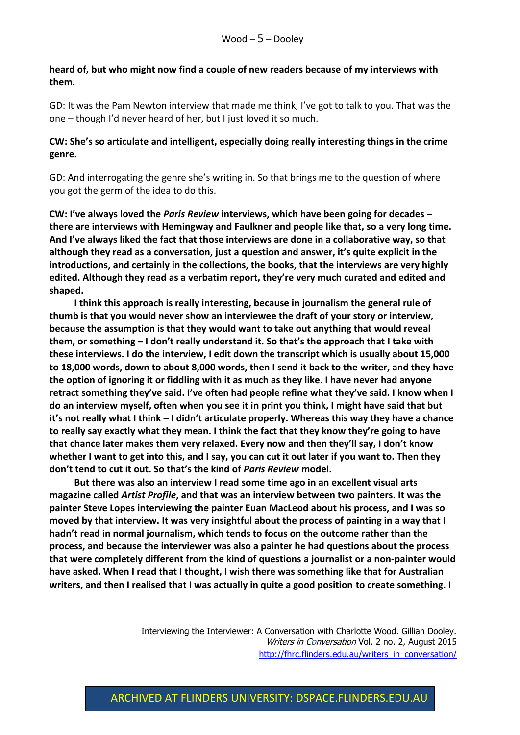**heard of, but who might now find a couple of new readers because of my interviews with them.**

GD: It was the Pam Newton interview that made me think, I've got to talk to you. That was the one – though I'd never heard of her, but I just loved it so much.

**CW: She's so articulate and intelligent, especially doing really interesting things in the crime genre.**

GD: And interrogating the genre she's writing in. So that brings me to the question of where you got the germ of the idea to do this.

**CW: I've always loved the *Paris Review* interviews, which have been going for decades – there are interviews with Hemingway and Faulkner and people like that, so a very long time. And I've always liked the fact that those interviews are done in a collaborative way, so that although they read as a conversation, just a question and answer, it's quite explicit in the introductions, and certainly in the collections, the books, that the interviews are very highly edited. Although they read as a verbatim report, they're very much curated and edited and shaped.**

**I think this approach is really interesting, because in journalism the general rule of thumb is that you would never show an interviewee the draft of your story or interview, because the assumption is that they would want to take out anything that would reveal them, or something – I don't really understand it. So that's the approach that I take with these interviews. I do the interview, I edit down the transcript which is usually about 15,000 to 18,000 words, down to about 8,000 words, then I send it back to the writer, and they have the option of ignoring it or fiddling with it as much as they like. I have never had anyone retract something they've said. I've often had people refine what they've said. I know when I do an interview myself, often when you see it in print you think, I might have said that but it's not really what I think – I didn't articulate properly. Whereas this way they have a chance to really say exactly what they mean. I think the fact that they know they're going to have that chance later makes them very relaxed. Every now and then they'll say, I don't know whether I want to get into this, and I say, you can cut it out later if you want to. Then they don't tend to cut it out. So that's the kind of *Paris Review* model.**

**But there was also an interview I read some time ago in an excellent visual arts magazine called *Artist Profile*, and that was an interview between two painters. It was the painter Steve Lopes interviewing the painter Euan MacLeod about his process, and I was so moved by that interview. It was very insightful about the process of painting in a way that I hadn't read in normal journalism, which tends to focus on the outcome rather than the process, and because the interviewer was also a painter he had questions about the process that were completely different from the kind of questions a journalist or a non-painter would have asked. When I read that I thought, I wish there was something like that for Australian writers, and then I realised that I was actually in quite a good position to create something. I**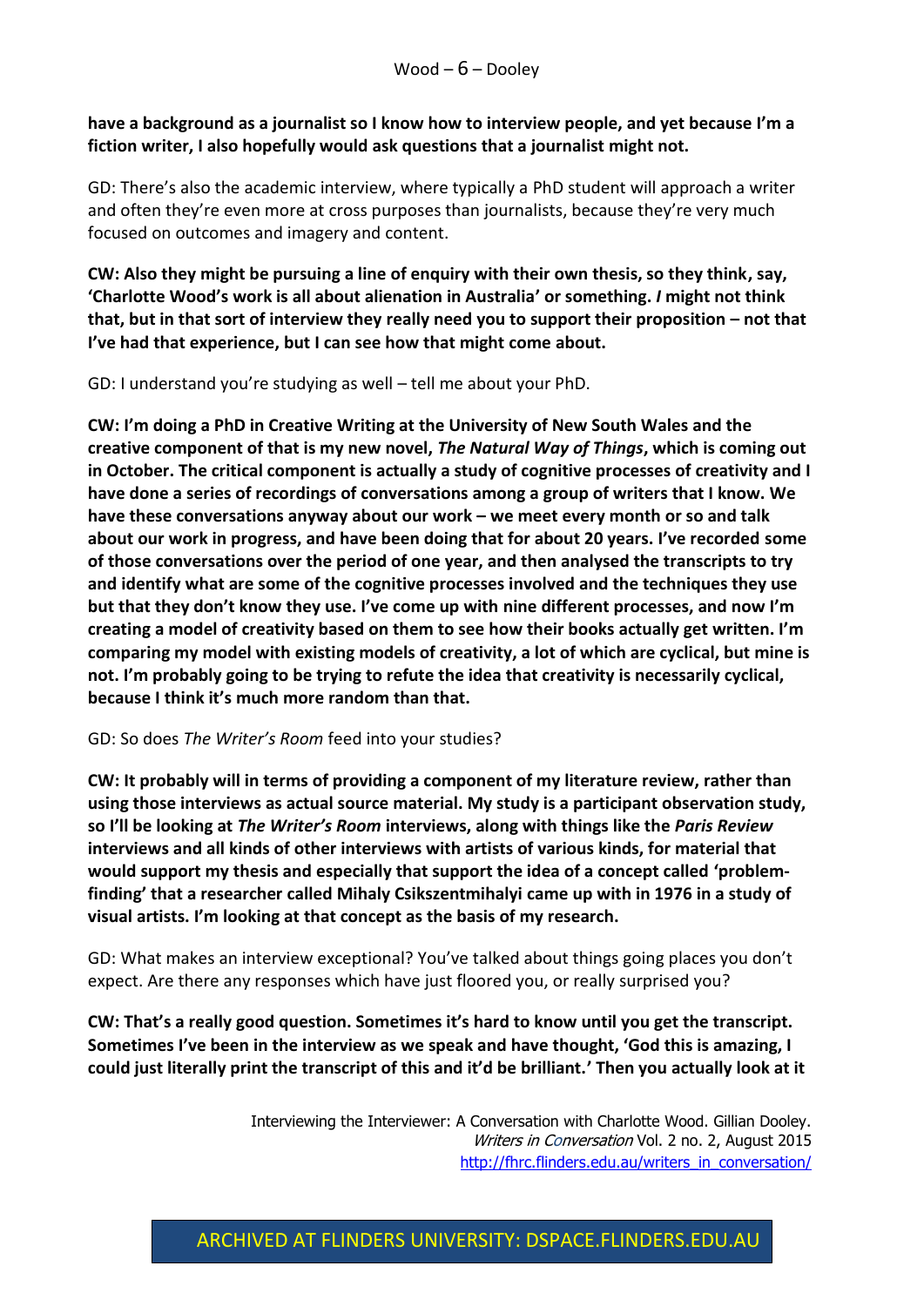**have a background as a journalist so I know how to interview people, and yet because I'm a fiction writer, I also hopefully would ask questions that a journalist might not.**

GD: There's also the academic interview, where typically a PhD student will approach a writer and often they're even more at cross purposes than journalists, because they're very much focused on outcomes and imagery and content.

**CW: Also they might be pursuing a line of enquiry with their own thesis, so they think, say, 'Charlotte Wood's work is all about alienation in Australia' or something. *I* might not think that, but in that sort of interview they really need you to support their proposition – not that I've had that experience, but I can see how that might come about.**

GD: I understand you're studying as well – tell me about your PhD.

**CW: I'm doing a PhD in Creative Writing at the University of New South Wales and the creative component of that is my new novel, *The Natural Way of Things*, which is coming out in October. The critical component is actually a study of cognitive processes of creativity and I have done a series of recordings of conversations among a group of writers that I know. We have these conversations anyway about our work – we meet every month or so and talk about our work in progress, and have been doing that for about 20 years. I've recorded some of those conversations over the period of one year, and then analysed the transcripts to try and identify what are some of the cognitive processes involved and the techniques they use but that they don't know they use. I've come up with nine different processes, and now I'm creating a model of creativity based on them to see how their books actually get written. I'm comparing my model with existing models of creativity, a lot of which are cyclical, but mine is not. I'm probably going to be trying to refute the idea that creativity is necessarily cyclical, because I think it's much more random than that.**

GD: So does *The Writer's Room* feed into your studies?

**CW: It probably will in terms of providing a component of my literature review, rather than using those interviews as actual source material. My study is a participant observation study, so I'll be looking at *The Writer's Room* interviews, along with things like the *Paris Review* interviews and all kinds of other interviews with artists of various kinds, for material that would support my thesis and especially that support the idea of a concept called 'problem-finding' that a researcher called Mihaly Csikszentmihalyi came up with in 1976 in a study of visual artists. I'm looking at that concept as the basis of my research.**

GD: What makes an interview exceptional? You've talked about things going places you don't expect. Are there any responses which have just floored you, or really surprised you?

**CW: That's a really good question. Sometimes it's hard to know until you get the transcript. Sometimes I've been in the interview as we speak and have thought, 'God this is amazing, I could just literally print the transcript of this and it'd be brilliant.' Then you actually look at it**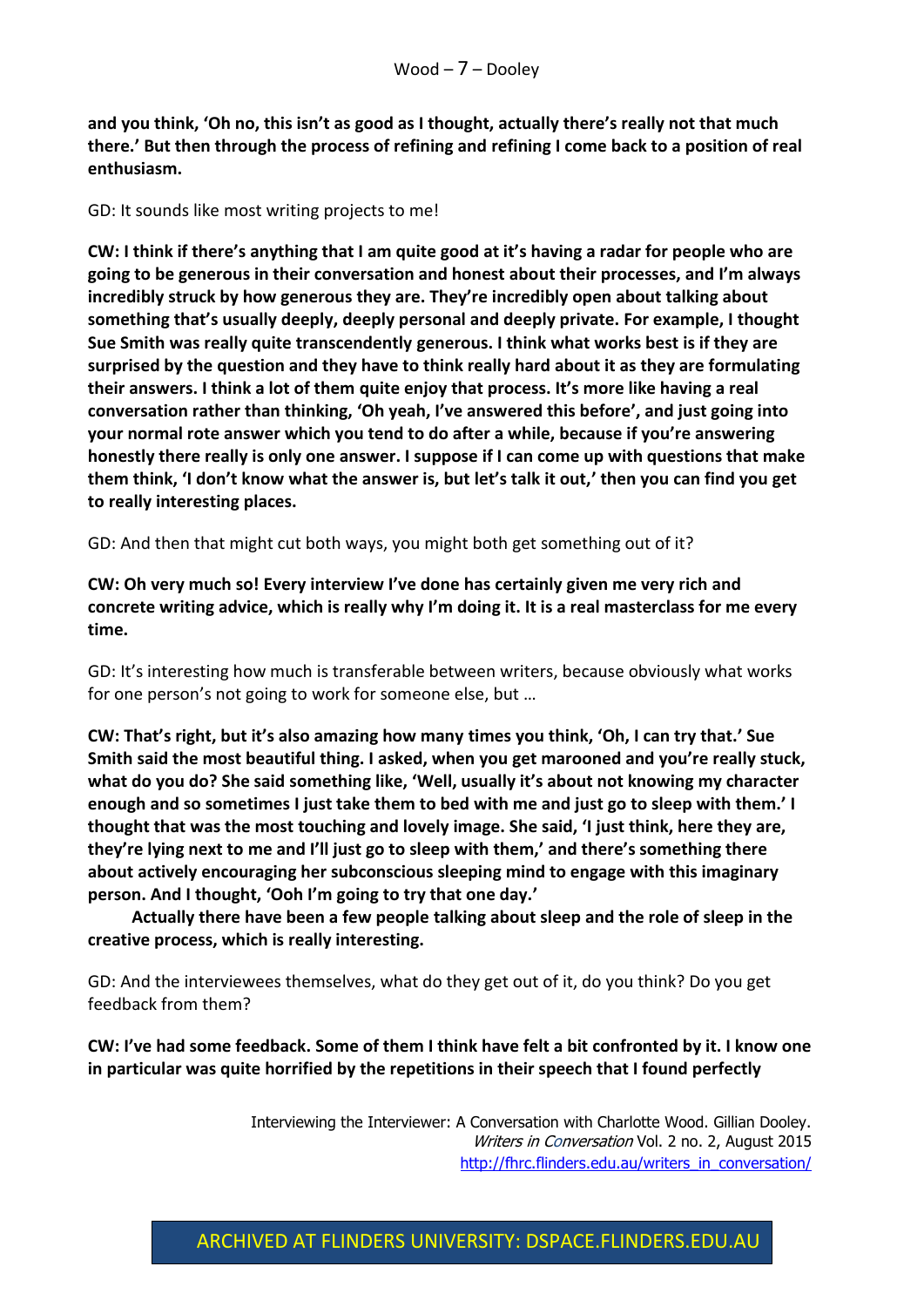**and you think, 'Oh no, this isn't as good as I thought, actually there's really not that much there.' But then through the process of refining and refining I come back to a position of real enthusiasm.**

GD: It sounds like most writing projects to me!

**CW: I think if there's anything that I am quite good at it's having a radar for people who are going to be generous in their conversation and honest about their processes, and I'm always incredibly struck by how generous they are. They're incredibly open about talking about something that's usually deeply, deeply personal and deeply private. For example, I thought Sue Smith was really quite transcendently generous. I think what works best is if they are surprised by the question and they have to think really hard about it as they are formulating their answers. I think a lot of them quite enjoy that process. It's more like having a real conversation rather than thinking, 'Oh yeah, I've answered this before', and just going into your normal rote answer which you tend to do after a while, because if you're answering honestly there really is only one answer. I suppose if I can come up with questions that make them think, 'I don't know what the answer is, but let's talk it out,' then you can find you get to really interesting places.**

GD: And then that might cut both ways, you might both get something out of it?

**CW: Oh very much so! Every interview I've done has certainly given me very rich and concrete writing advice, which is really why I'm doing it. It is a real masterclass for me every time.**

GD: It's interesting how much is transferable between writers, because obviously what works for one person's not going to work for someone else, but …

**CW: That's right, but it's also amazing how many times you think, 'Oh, I can try that.' Sue Smith said the most beautiful thing. I asked, when you get marooned and you're really stuck, what do you do? She said something like, 'Well, usually it's about not knowing my character enough and so sometimes I just take them to bed with me and just go to sleep with them.' I thought that was the most touching and lovely image. She said, 'I just think, here they are, they're lying next to me and I'll just go to sleep with them,' and there's something there about actively encouraging her subconscious sleeping mind to engage with this imaginary person. And I thought, 'Ooh I'm going to try that one day.'**

**Actually there have been a few people talking about sleep and the role of sleep in the creative process, which is really interesting.**

GD: And the interviewees themselves, what do they get out of it, do you think? Do you get feedback from them?

**CW: I've had some feedback. Some of them I think have felt a bit confronted by it. I know one in particular was quite horrified by the repetitions in their speech that I found perfectly**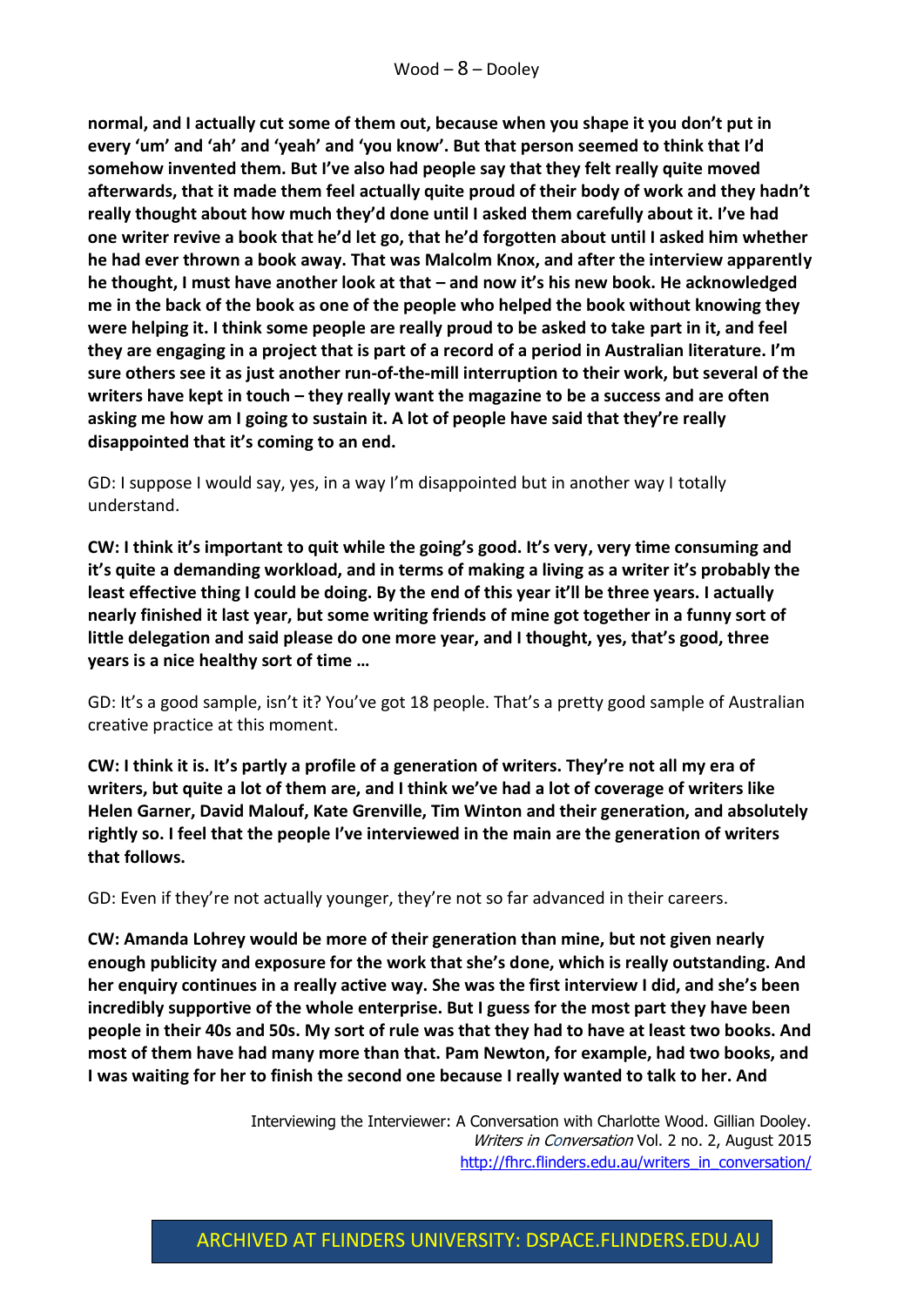**normal, and I actually cut some of them out, because when you shape it you don't put in every 'um' and 'ah' and 'yeah' and 'you know'. But that person seemed to think that I'd somehow invented them. But I've also had people say that they felt really quite moved afterwards, that it made them feel actually quite proud of their body of work and they hadn't really thought about how much they'd done until I asked them carefully about it. I've had one writer revive a book that he'd let go, that he'd forgotten about until I asked him whether he had ever thrown a book away. That was Malcolm Knox, and after the interview apparently he thought, I must have another look at that – and now it's his new book. He acknowledged me in the back of the book as one of the people who helped the book without knowing they were helping it. I think some people are really proud to be asked to take part in it, and feel they are engaging in a project that is part of a record of a period in Australian literature. I'm sure others see it as just another run-of-the-mill interruption to their work, but several of the writers have kept in touch – they really want the magazine to be a success and are often asking me how am I going to sustain it. A lot of people have said that they're really disappointed that it's coming to an end.**

GD: I suppose I would say, yes, in a way I'm disappointed but in another way I totally understand.

**CW: I think it's important to quit while the going's good. It's very, very time consuming and it's quite a demanding workload, and in terms of making a living as a writer it's probably the least effective thing I could be doing. By the end of this year it'll be three years. I actually nearly finished it last year, but some writing friends of mine got together in a funny sort of little delegation and said please do one more year, and I thought, yes, that's good, three years is a nice healthy sort of time …**

GD: It's a good sample, isn't it? You've got 18 people. That's a pretty good sample of Australian creative practice at this moment.

**CW: I think it is. It's partly a profile of a generation of writers. They're not all my era of writers, but quite a lot of them are, and I think we've had a lot of coverage of writers like Helen Garner, David Malouf, Kate Grenville, Tim Winton and their generation, and absolutely rightly so. I feel that the people I've interviewed in the main are the generation of writers that follows.**

GD: Even if they're not actually younger, they're not so far advanced in their careers.

**CW: Amanda Lohrey would be more of their generation than mine, but not given nearly enough publicity and exposure for the work that she's done, which is really outstanding. And her enquiry continues in a really active way. She was the first interview I did, and she's been incredibly supportive of the whole enterprise. But I guess for the most part they have been people in their 40s and 50s. My sort of rule was that they had to have at least two books. And most of them have had many more than that. Pam Newton, for example, had two books, and I was waiting for her to finish the second one because I really wanted to talk to her. And**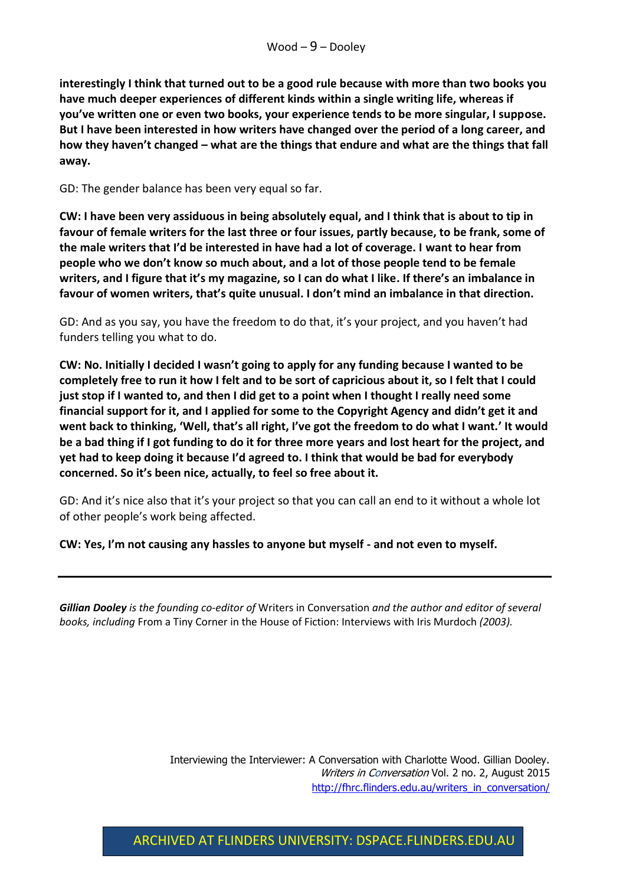**interestingly I think that turned out to be a good rule because with more than two books you have much deeper experiences of different kinds within a single writing life, whereas if you've written one or even two books, your experience tends to be more singular, I suppose. But I have been interested in how writers have changed over the period of a long career, and how they haven't changed – what are the things that endure and what are the things that fall away.**

GD: The gender balance has been very equal so far.

**CW: I have been very assiduous in being absolutely equal, and I think that is about to tip in favour of female writers for the last three or four issues, partly because, to be frank, some of the male writers that I'd be interested in have had a lot of coverage. I want to hear from people who we don't know so much about, and a lot of those people tend to be female writers, and I figure that it's my magazine, so I can do what I like. If there's an imbalance in favour of women writers, that's quite unusual. I don't mind an imbalance in that direction.**

GD: And as you say, you have the freedom to do that, it's your project, and you haven't had funders telling you what to do.

**CW: No. Initially I decided I wasn't going to apply for any funding because I wanted to be completely free to run it how I felt and to be sort of capricious about it, so I felt that I could just stop if I wanted to, and then I did get to a point when I thought I really need some financial support for it, and I applied for some to the Copyright Agency and didn't get it and went back to thinking, 'Well, that's all right, I've got the freedom to do what I want.' It would be a bad thing if I got funding to do it for three more years and lost heart for the project, and yet had to keep doing it because I'd agreed to. I think that would be bad for everybody concerned. So it's been nice, actually, to feel so free about it.**

GD: And it's nice also that it's your project so that you can call an end to it without a whole lot of other people's work being affected.

**CW: Yes, I'm not causing any hassles to anyone but myself - and not even to myself.**

---

***Gillian Dooley*** *is the founding co-editor of* Writers in Conversation *and the author and editor of several books, including* From a Tiny Corner in the House of Fiction: Interviews with Iris Murdoch *(2003).*

Interviewing the Interviewer: A Conversation with Charlotte Wood. Gillian Dooley.
*Writers in Conversation* Vol. 2 no. 2, August 2015
http://fhrc.flinders.edu.au/writers_in_conversation/

ARCHIVED AT FLINDERS UNIVERSITY: DSPACE.FLINDERS.EDU.AU